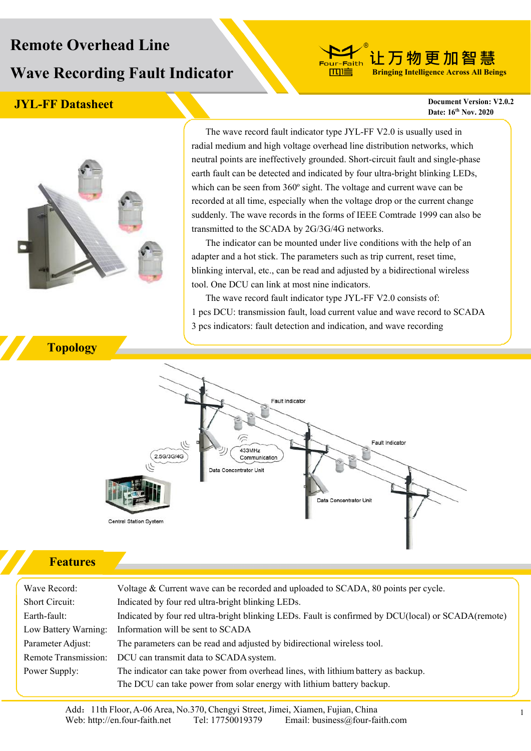# Remote Overhead Line Wave Recording Fault Indicator

让万物更加智慧
Bringing Intelligence Across All Beings

## JYL-FF Datasheet

**Document Version: V2.0.2**
**Date: 16th Nov. 2020**

The wave record fault indicator type JYL-FF V2.0 is usually used in radial medium and high voltage overhead line distribution networks, which neutral points are ineffectively grounded. Short-circuit fault and single-phase earth fault can be detected and indicated by four ultra-bright blinking LEDs, which can be seen from 360º sight. The voltage and current wave can be recorded at all time, especially when the voltage drop or the current change suddenly. The wave records in the forms of IEEE Comtrade 1999 can also be transmitted to the SCADA by 2G/3G/4G networks.

The indicator can be mounted under live conditions with the help of an adapter and a hot stick. The parameters such as trip current, reset time, blinking interval, etc., can be read and adjusted by a bidirectional wireless tool. One DCU can link at most nine indicators.

The wave record fault indicator type JYL-FF V2.0 consists of:

1 pcs DCU: transmission fault, load current value and wave record to SCADA

3 pcs indicators: fault detection and indication, and wave recording

## Topology

Fault Indicator
Fault Indicator
2.5G/3G/4G
433MHz Communication
Data Concentrator Unit
Data Concentrator Unit
Central Station System

## Features

| | |
|---|---|
| Wave Record: | Voltage & Current wave can be recorded and uploaded to SCADA, 80 points per cycle. |
| Short Circuit: | Indicated by four red ultra-bright blinking LEDs. |
| Earth-fault: | Indicated by four red ultra-bright blinking LEDs. Fault is confirmed by DCU(local) or SCADA(remote) |
| Low Battery Warning: | Information will be sent to SCADA |
| Parameter Adjust: | The parameters can be read and adjusted by bidirectional wireless tool. |
| Remote Transmission: | DCU can transmit data to SCADA system. |
| Power Supply: | The indicator can take power from overhead lines, with lithium battery as backup.<br>The DCU can take power from solar energy with lithium battery backup. |

Add：11th Floor, A-06 Area, No.370, Chengyi Street, Jimei, Xiamen, Fujian, China
Web: http://en.four-faith.net Tel: 17750019379 Email: business@four-faith.com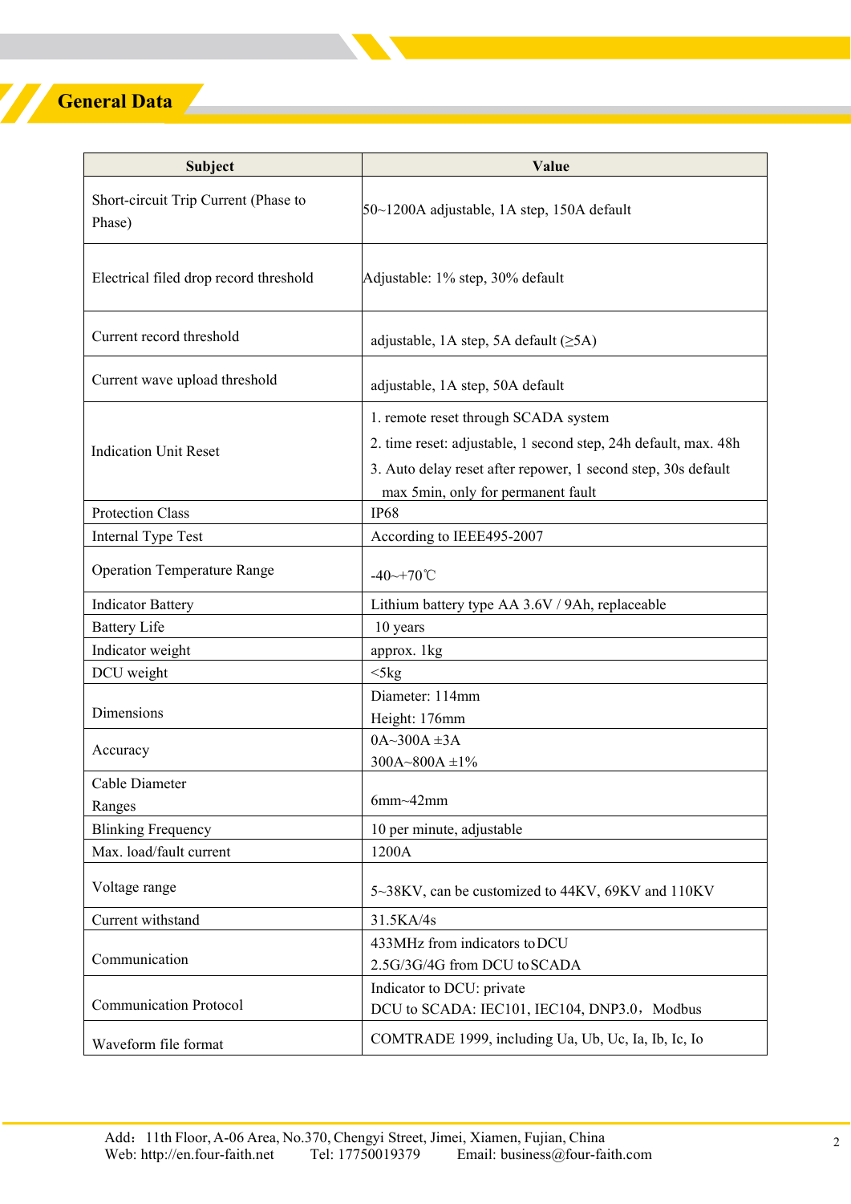## General Data

| Subject | Value |
|---|---|
| Short-circuit Trip Current (Phase to Phase) | 50~1200A adjustable, 1A step, 150A default |
| Electrical filed drop record threshold | Adjustable: 1% step, 30% default |
| Current record threshold | adjustable, 1A step, 5A default (≥5A) |
| Current wave upload threshold | adjustable, 1A step, 50A default |
| Indication Unit Reset | 1. remote reset through SCADA system<br>2. time reset: adjustable, 1 second step, 24h default, max. 48h<br>3. Auto delay reset after repower, 1 second step, 30s default max 5min, only for permanent fault |
| Protection Class | IP68 |
| Internal Type Test | According to IEEE495-2007 |
| Operation Temperature Range | -40~+70℃ |
| Indicator Battery | Lithium battery type AA 3.6V / 9Ah, replaceable |
| Battery Life | 10 years |
| Indicator weight | approx. 1kg |
| DCU weight | <5kg |
| Dimensions | Diameter: 114mm<br>Height: 176mm |
| Accuracy | 0A~300A ±3A<br>300A~800A ±1% |
| Cable Diameter Ranges | 6mm~42mm |
| Blinking Frequency | 10 per minute, adjustable |
| Max. load/fault current | 1200A |
| Voltage range | 5~38KV, can be customized to 44KV, 69KV and 110KV |
| Current withstand | 31.5KA/4s |
| Communication | 433MHz from indicators to DCU<br>2.5G/3G/4G from DCU to SCADA |
| Communication Protocol | Indicator to DCU: private<br>DCU to SCADA: IEC101, IEC104, DNP3.0，Modbus |
| Waveform file format | COMTRADE 1999, including Ua, Ub, Uc, Ia, Ib, Ic, Io |

Add：11th Floor, A-06 Area, No.370, Chengyi Street, Jimei, Xiamen, Fujian, China
Web: http://en.four-faith.net Tel: 17750019379 Email: business@four-faith.com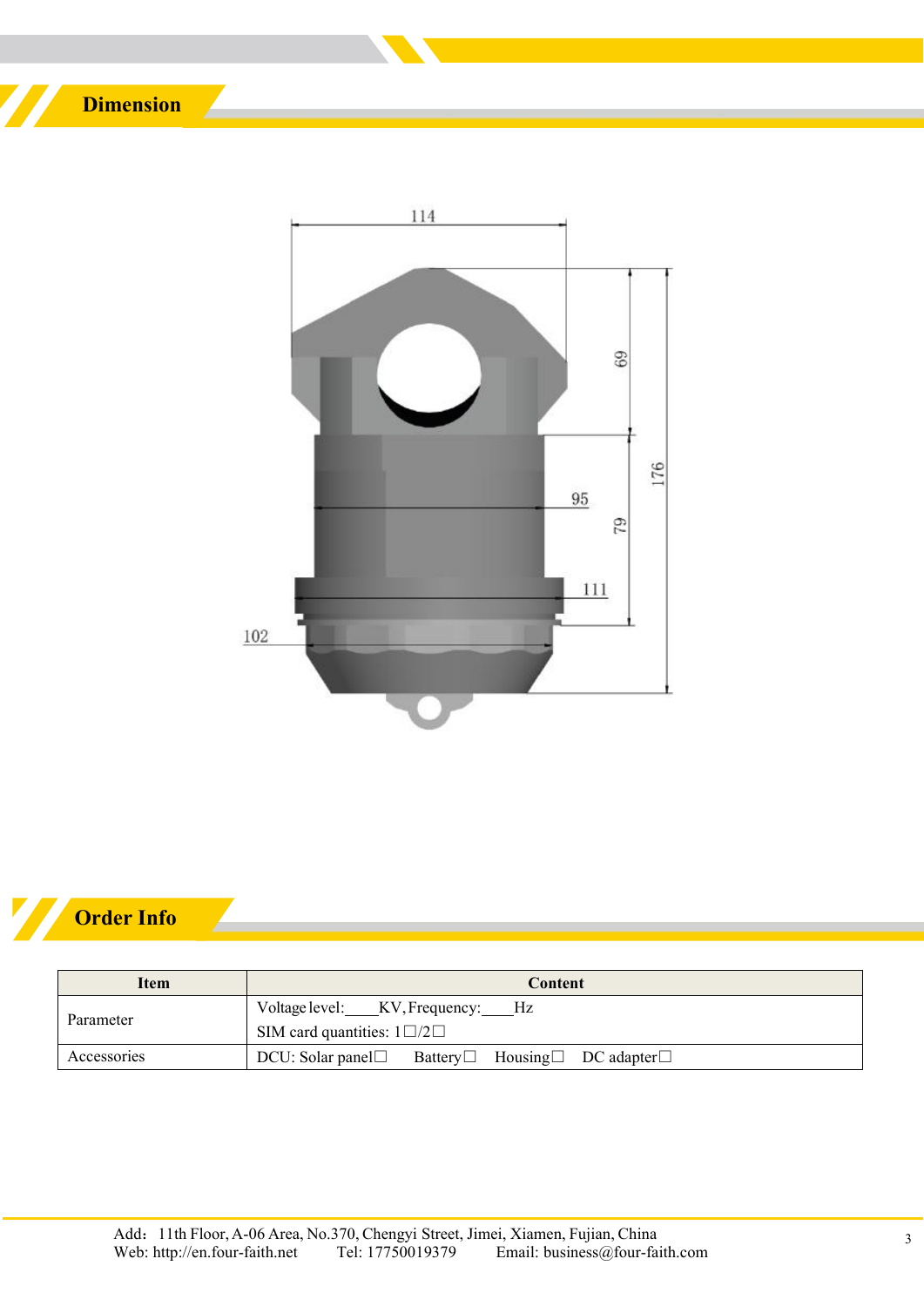## Dimension

114

69

176

95

79

111

102

## Order Info

| Item | Content |
|---|---|
| Parameter | Voltage level:____KV, Frequency:____Hz<br>SIM card quantities: 1☐/2☐ |
| Accessories | DCU: Solar panel☐ Battery☐ Housing☐ DC adapter☐ |

Add：11th Floor, A-06 Area, No.370, Chengyi Street, Jimei, Xiamen, Fujian, China
Web: http://en.four-faith.net Tel: 17750019379 Email: business@four-faith.com